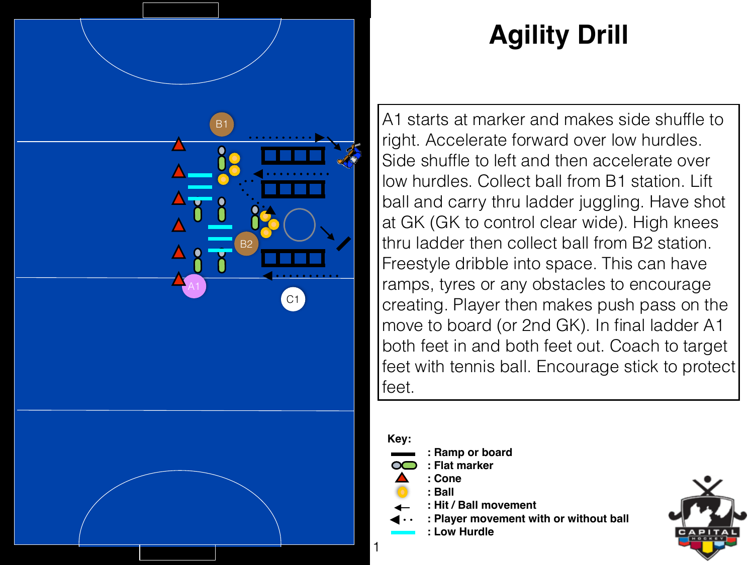# Agility Drill

A1 starts at marker and makes side shuffle to right. Accelerate forward over low hurdles. Side shuffle to left and then accelerate over low hurdles. Collect ball from B1 station. Lift ball and carry thru ladder juggling. Have shot at GK (GK to control clear wide). High knees thru ladder then collect ball from B2 station. Freestyle dribble into space. This can have ramps, tyres or any obstacles to encourage creating. Player then makes push pass on the move to board (or 2nd GK). In final ladder A1 both feet in and both feet out. Coach to target feet with tennis ball. Encourage stick to protect feet.

B1

B2

A1

C1

**Key:**

**: Ramp or board**

**: Flat marker**

**: Cone**

**: Ball**

**: Hit / Ball movement**

**: Player movement with or without ball**

**: Low Hurdle**

CAPITAL HOCKEY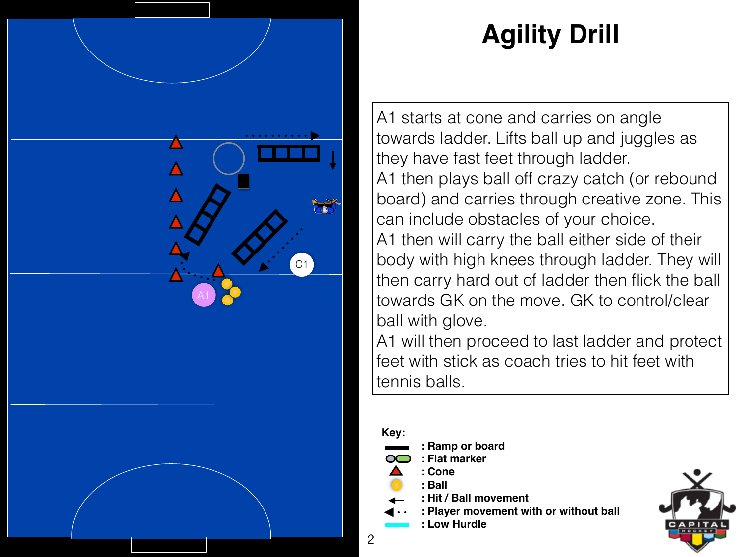# Agility Drill

A1 starts at cone and carries on angle towards ladder. Lifts ball up and juggles as they have fast feet through ladder.
A1 then plays ball off crazy catch (or rebound board) and carries through creative zone. This can include obstacles of your choice.
A1 then will carry the ball either side of their body with high knees through ladder. They will then carry hard out of ladder then flick the ball towards GK on the move. GK to control/clear ball with glove.
A1 will then proceed to last ladder and protect feet with stick as coach tries to hit feet with tennis balls.

A1

C1

**Key:**

- **: Ramp or board**
- **: Flat marker**
- **: Cone**
- **: Ball**
- **: Hit / Ball movement**
- **: Player movement with or without ball**
- **: Low Hurdle**

CAPITAL HOCKEY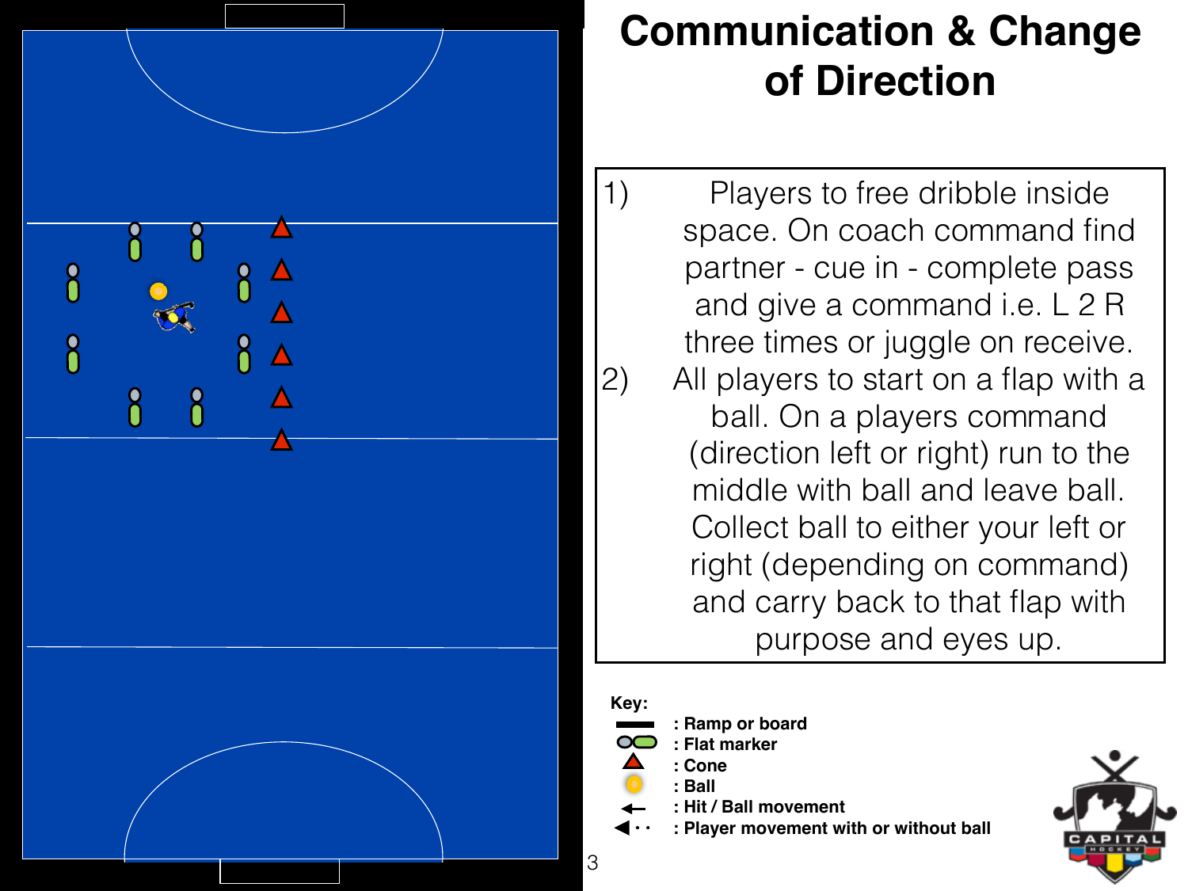# Communication & Change of Direction

1) Players to free dribble inside space. On coach command find partner - cue in - complete pass and give a command i.e. L 2 R three times or juggle on receive.
2) All players to start on a flap with a ball. On a players command (direction left or right) run to the middle with ball and leave ball. Collect ball to either your left or right (depending on command) and carry back to that flap with purpose and eyes up.

**Key:**

- **: Ramp or board**
- **: Flat marker**
- **: Cone**
- **: Ball**
- **: Hit / Ball movement**
- **: Player movement with or without ball**

CAPITAL HOCKEY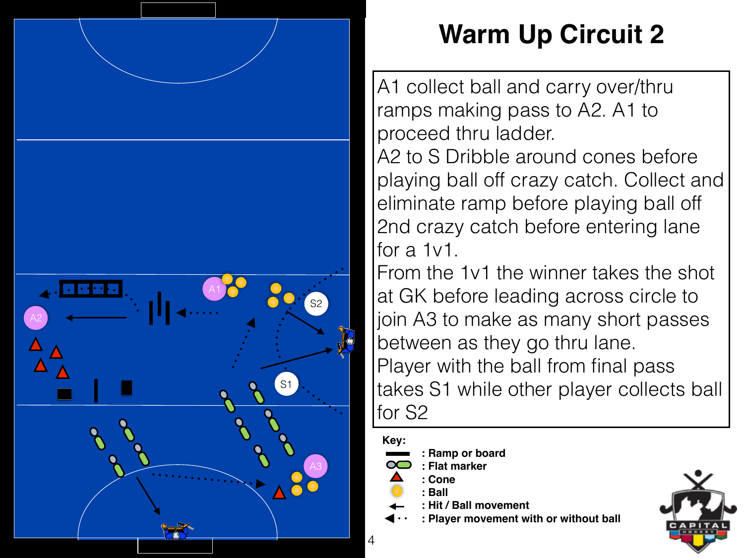# Warm Up Circuit 2

A1 collect ball and carry over/thru ramps making pass to A2. A1 to proceed thru ladder.
A2 to S Dribble around cones before playing ball off crazy catch. Collect and eliminate ramp before playing ball off 2nd crazy catch before entering lane for a 1v1.
From the 1v1 the winner takes the shot at GK before leading across circle to join A3 to make as many short passes between as they go thru lane.
Player with the ball from final pass takes S1 while other player collects ball for S2

A1

A2

A3

S1

S2

**Key:**

- **: Ramp or board**
- **: Flat marker**
- **: Cone**
- **: Ball**
- **: Hit / Ball movement**
- **: Player movement with or without ball**

CAPITAL HOCKEY